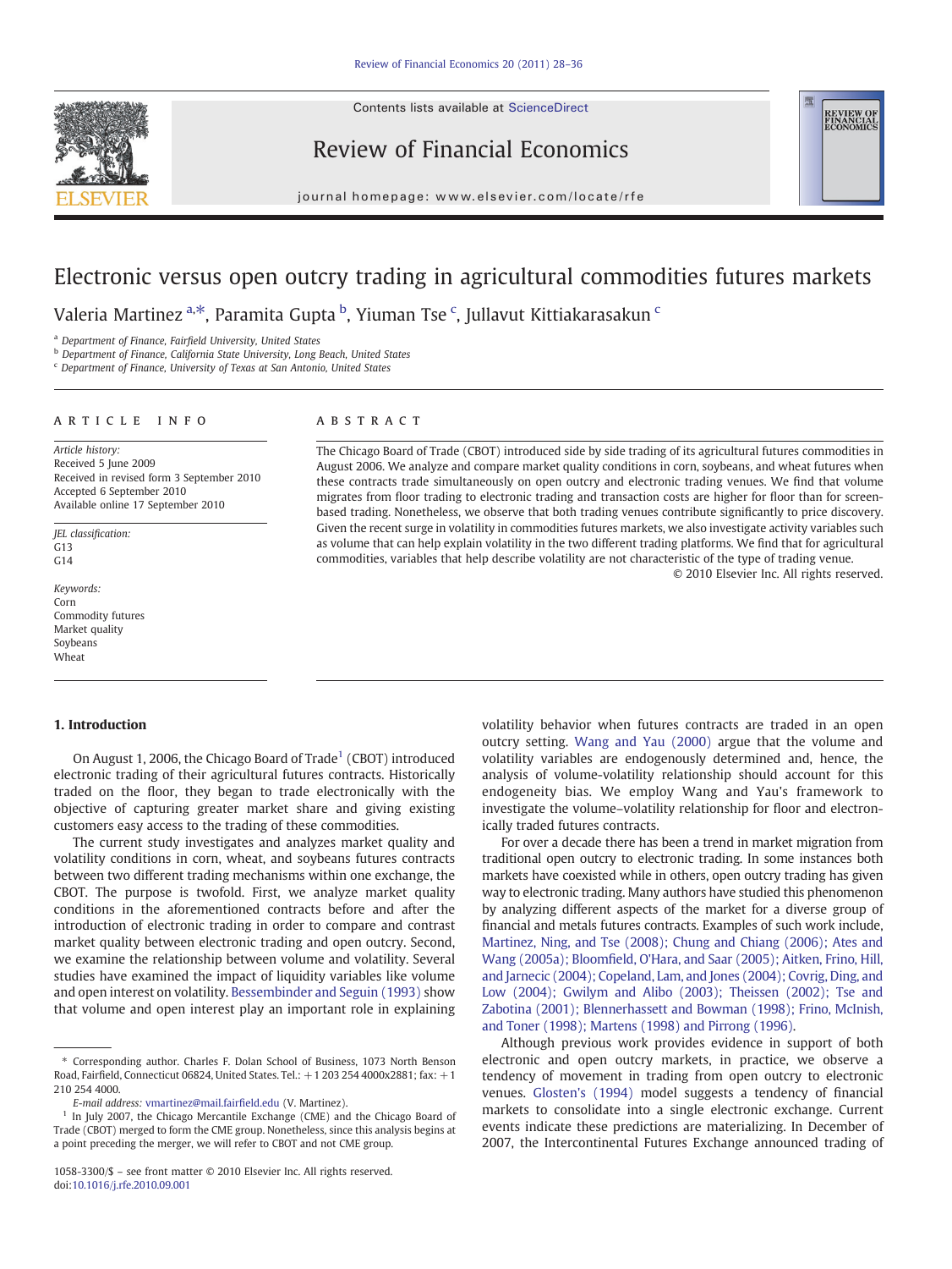# Electronic versus open outcry trading in agricultural commodities futures markets

Valeria Martinez [a,*], Paramita Gupta [b], Yiuman Tse [c], Jullavut Kittiakarasakun [c]

[a] Department of Finance, Fairfield University, United States
[b] Department of Finance, California State University, Long Beach, United States
[c] Department of Finance, University of Texas at San Antonio, United States

**ARTICLE INFO**

*Article history:*
Received 5 June 2009
Received in revised form 3 September 2010
Accepted 6 September 2010
Available online 17 September 2010

*JEL classification:*
G13
G14

*Keywords:*
Corn
Commodity futures
Market quality
Soybeans
Wheat

**ABSTRACT**

The Chicago Board of Trade (CBOT) introduced side by side trading of its agricultural futures commodities in August 2006. We analyze and compare market quality conditions in corn, soybeans, and wheat futures when these contracts trade simultaneously on open outcry and electronic trading venues. We find that volume migrates from floor trading to electronic trading and transaction costs are higher for floor than for screen-based trading. Nonetheless, we observe that both trading venues contribute significantly to price discovery. Given the recent surge in volatility in commodities futures markets, we also investigate activity variables such as volume that can help explain volatility in the two different trading platforms. We find that for agricultural commodities, variables that help describe volatility are not characteristic of the type of trading venue.

© 2010 Elsevier Inc. All rights reserved.

## 1. Introduction

On August 1, 2006, the Chicago Board of Trade[1] (CBOT) introduced electronic trading of their agricultural futures contracts. Historically traded on the floor, they began to trade electronically with the objective of capturing greater market share and giving existing customers easy access to the trading of these commodities.

The current study investigates and analyzes market quality and volatility conditions in corn, wheat, and soybeans futures contracts between two different trading mechanisms within one exchange, the CBOT. The purpose is twofold. First, we analyze market quality conditions in the aforementioned contracts before and after the introduction of electronic trading in order to compare and contrast market quality between electronic trading and open outcry. Second, we examine the relationship between volume and volatility. Several studies have examined the impact of liquidity variables like volume and open interest on volatility. Bessembinder and Seguin (1993) show that volume and open interest play an important role in explaining volatility behavior when futures contracts are traded in an open outcry setting. Wang and Yau (2000) argue that the volume and volatility variables are endogenously determined and, hence, the analysis of volume-volatility relationship should account for this endogeneity bias. We employ Wang and Yau's framework to investigate the volume–volatility relationship for floor and electronically traded futures contracts.

For over a decade there has been a trend in market migration from traditional open outcry to electronic trading. In some instances both markets have coexisted while in others, open outcry trading has given way to electronic trading. Many authors have studied this phenomenon by analyzing different aspects of the market for a diverse group of financial and metals futures contracts. Examples of such work include, Martinez, Ning, and Tse (2008); Chung and Chiang (2006); Ates and Wang (2005a); Bloomfield, O'Hara, and Saar (2005); Aitken, Frino, Hill, and Jarnecic (2004); Copeland, Lam, and Jones (2004); Covrig, Ding, and Low (2004); Gwilym and Alibo (2003); Theissen (2002); Tse and Zabotina (2001); Blennerhassett and Bowman (1998); Frino, McInish, and Toner (1998); Martens (1998) and Pirrong (1996).

Although previous work provides evidence in support of both electronic and open outcry markets, in practice, we observe a tendency of movement in trading from open outcry to electronic venues. Glosten's (1994) model suggests a tendency of financial markets to consolidate into a single electronic exchange. Current events indicate these predictions are materializing. In December of 2007, the Intercontinental Futures Exchange announced trading of

---

* Corresponding author. Charles F. Dolan School of Business, 1073 North Benson Road, Fairfield, Connecticut 06824, United States. Tel.: +1 203 254 4000x2881; fax: +1 210 254 4000.

*E-mail address:* vmartinez@mail.fairfield.edu (V. Martinez).

[1] In July 2007, the Chicago Mercantile Exchange (CME) and the Chicago Board of Trade (CBOT) merged to form the CME group. Nonetheless, since this analysis begins at a point preceding the merger, we will refer to CBOT and not CME group.

1058-3300/$ – see front matter © 2010 Elsevier Inc. All rights reserved.
doi:10.1016/j.rfe.2010.09.001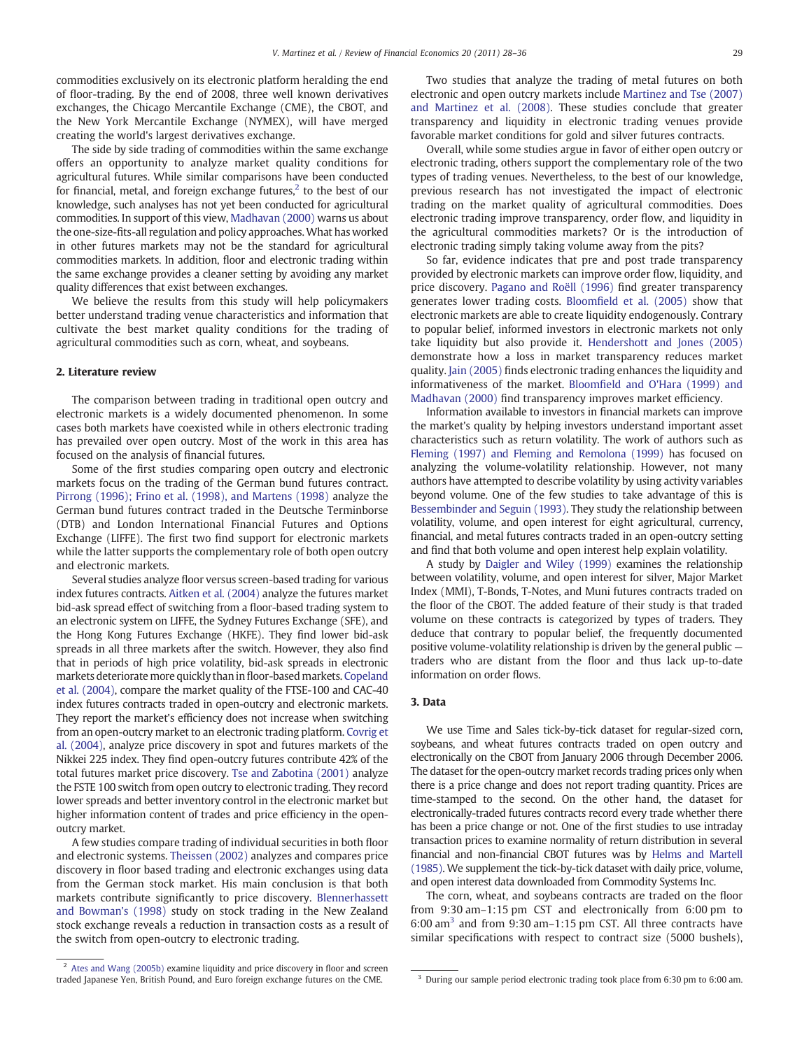commodities exclusively on its electronic platform heralding the end of floor-trading. By the end of 2008, three well known derivatives exchanges, the Chicago Mercantile Exchange (CME), the CBOT, and the New York Mercantile Exchange (NYMEX), will have merged creating the world's largest derivatives exchange.

The side by side trading of commodities within the same exchange offers an opportunity to analyze market quality conditions for agricultural futures. While similar comparisons have been conducted for financial, metal, and foreign exchange futures,[2] to the best of our knowledge, such analyses has not yet been conducted for agricultural commodities. In support of this view, Madhavan (2000) warns us about the one-size-fits-all regulation and policy approaches. What has worked in other futures markets may not be the standard for agricultural commodities markets. In addition, floor and electronic trading within the same exchange provides a cleaner setting by avoiding any market quality differences that exist between exchanges.

We believe the results from this study will help policymakers better understand trading venue characteristics and information that cultivate the best market quality conditions for the trading of agricultural commodities such as corn, wheat, and soybeans.

## 2. Literature review

The comparison between trading in traditional open outcry and electronic markets is a widely documented phenomenon. In some cases both markets have coexisted while in others electronic trading has prevailed over open outcry. Most of the work in this area has focused on the analysis of financial futures.

Some of the first studies comparing open outcry and electronic markets focus on the trading of the German bund futures contract. Pirrong (1996); Frino et al. (1998), and Martens (1998) analyze the German bund futures contract traded in the Deutsche Terminborse (DTB) and London International Financial Futures and Options Exchange (LIFFE). The first two find support for electronic markets while the latter supports the complementary role of both open outcry and electronic markets.

Several studies analyze floor versus screen-based trading for various index futures contracts. Aitken et al. (2004) analyze the futures market bid-ask spread effect of switching from a floor-based trading system to an electronic system on LIFFE, the Sydney Futures Exchange (SFE), and the Hong Kong Futures Exchange (HKFE). They find lower bid-ask spreads in all three markets after the switch. However, they also find that in periods of high price volatility, bid-ask spreads in electronic markets deteriorate more quickly than in floor-based markets. Copeland et al. (2004), compare the market quality of the FTSE-100 and CAC-40 index futures contracts traded in open-outcry and electronic markets. They report the market's efficiency does not increase when switching from an open-outcry market to an electronic trading platform. Covrig et al. (2004), analyze price discovery in spot and futures markets of the Nikkei 225 index. They find open-outcry futures contribute 42% of the total futures market price discovery. Tse and Zabotina (2001) analyze the FSTE 100 switch from open outcry to electronic trading. They record lower spreads and better inventory control in the electronic market but higher information content of trades and price efficiency in the open-outcry market.

A few studies compare trading of individual securities in both floor and electronic systems. Theissen (2002) analyzes and compares price discovery in floor based trading and electronic exchanges using data from the German stock market. His main conclusion is that both markets contribute significantly to price discovery. Blennerhassett and Bowman's (1998) study on stock trading in the New Zealand stock exchange reveals a reduction in transaction costs as a result of the switch from open-outcry to electronic trading.

Two studies that analyze the trading of metal futures on both electronic and open outcry markets include Martinez and Tse (2007) and Martinez et al. (2008). These studies conclude that greater transparency and liquidity in electronic trading venues provide favorable market conditions for gold and silver futures contracts.

Overall, while some studies argue in favor of either open outcry or electronic trading, others support the complementary role of the two types of trading venues. Nevertheless, to the best of our knowledge, previous research has not investigated the impact of electronic trading on the market quality of agricultural commodities. Does electronic trading improve transparency, order flow, and liquidity in the agricultural commodities markets? Or is the introduction of electronic trading simply taking volume away from the pits?

So far, evidence indicates that pre and post trade transparency provided by electronic markets can improve order flow, liquidity, and price discovery. Pagano and Roëll (1996) find greater transparency generates lower trading costs. Bloomfield et al. (2005) show that electronic markets are able to create liquidity endogenously. Contrary to popular belief, informed investors in electronic markets not only take liquidity but also provide it. Hendershott and Jones (2005) demonstrate how a loss in market transparency reduces market quality. Jain (2005) finds electronic trading enhances the liquidity and informativeness of the market. Bloomfield and O'Hara (1999) and Madhavan (2000) find transparency improves market efficiency.

Information available to investors in financial markets can improve the market's quality by helping investors understand important asset characteristics such as return volatility. The work of authors such as Fleming (1997) and Fleming and Remolona (1999) has focused on analyzing the volume-volatility relationship. However, not many authors have attempted to describe volatility by using activity variables beyond volume. One of the few studies to take advantage of this is Bessembinder and Seguin (1993). They study the relationship between volatility, volume, and open interest for eight agricultural, currency, financial, and metal futures contracts traded in an open-outcry setting and find that both volume and open interest help explain volatility.

A study by Daigler and Wiley (1999) examines the relationship between volatility, volume, and open interest for silver, Major Market Index (MMI), T-Bonds, T-Notes, and Muni futures contracts traded on the floor of the CBOT. The added feature of their study is that traded volume on these contracts is categorized by types of traders. They deduce that contrary to popular belief, the frequently documented positive volume-volatility relationship is driven by the general public — traders who are distant from the floor and thus lack up-to-date information on order flows.

## 3. Data

We use Time and Sales tick-by-tick dataset for regular-sized corn, soybeans, and wheat futures contracts traded on open outcry and electronically on the CBOT from January 2006 through December 2006. The dataset for the open-outcry market records trading prices only when there is a price change and does not report trading quantity. Prices are time-stamped to the second. On the other hand, the dataset for electronically-traded futures contracts record every trade whether there has been a price change or not. One of the first studies to use intraday transaction prices to examine normality of return distribution in several financial and non-financial CBOT futures was by Helms and Martell (1985). We supplement the tick-by-tick dataset with daily price, volume, and open interest data downloaded from Commodity Systems Inc.

The corn, wheat, and soybeans contracts are traded on the floor from 9:30 am–1:15 pm CST and electronically from 6:00 pm to 6:00 am[3] and from 9:30 am–1:15 pm CST. All three contracts have similar specifications with respect to contract size (5000 bushels),

[2] Ates and Wang (2005b) examine liquidity and price discovery in floor and screen traded Japanese Yen, British Pound, and Euro foreign exchange futures on the CME.

[3] During our sample period electronic trading took place from 6:30 pm to 6:00 am.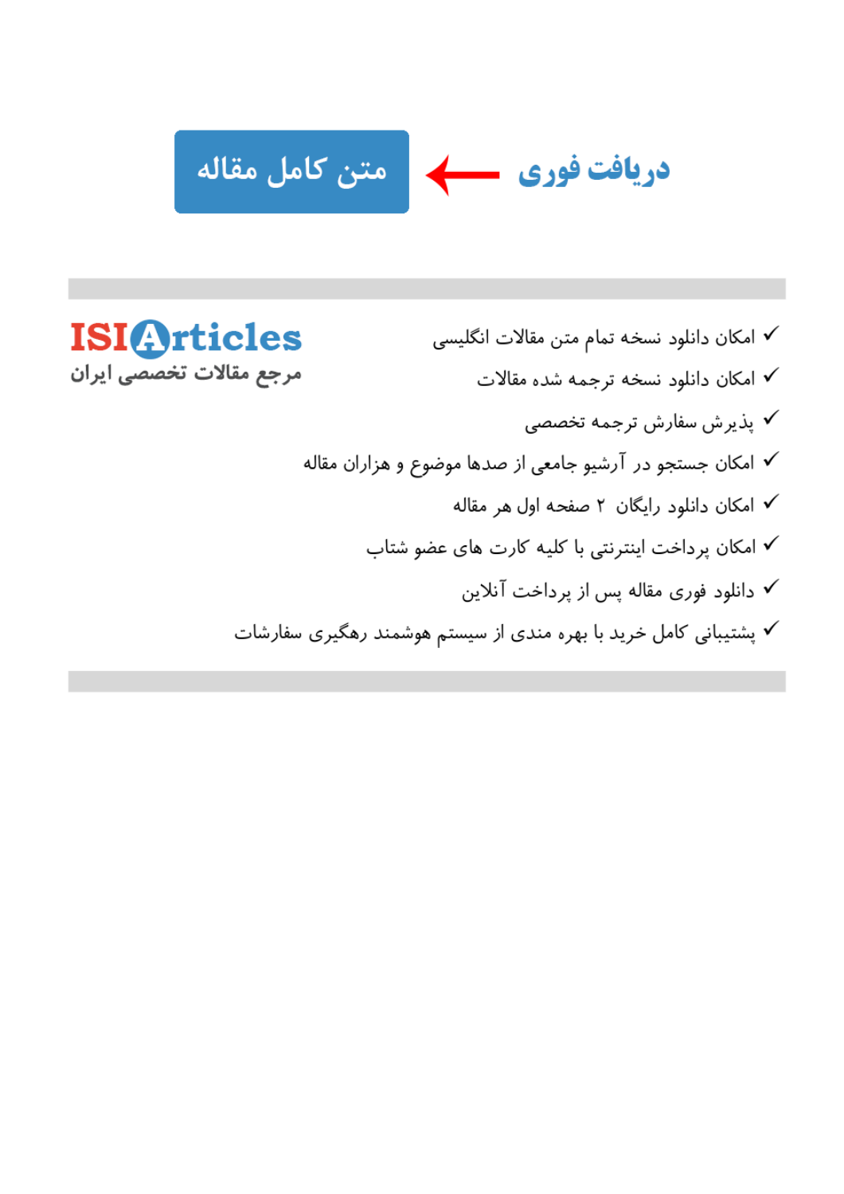دریافت فوری ← متن کامل مقاله

**ISIArticles**
مرجع مقالات تخصصی ایران

- ✓ امکان دانلود نسخه تمام متن مقالات انگلیسی
- ✓ امکان دانلود نسخه ترجمه شده مقالات
- ✓ پذیرش سفارش ترجمه تخصصی
- ✓ امکان جستجو در آرشیو جامعی از صدها موضوع و هزاران مقاله
- ✓ امکان دانلود رایگان ۲ صفحه اول هر مقاله
- ✓ امکان پرداخت اینترنتی با کلیه کارت های عضو شتاب
- ✓ دانلود فوری مقاله پس از پرداخت آنلاین
- ✓ پشتیبانی کامل خرید با بهره مندی از سیستم هوشمند رهگیری سفارشات